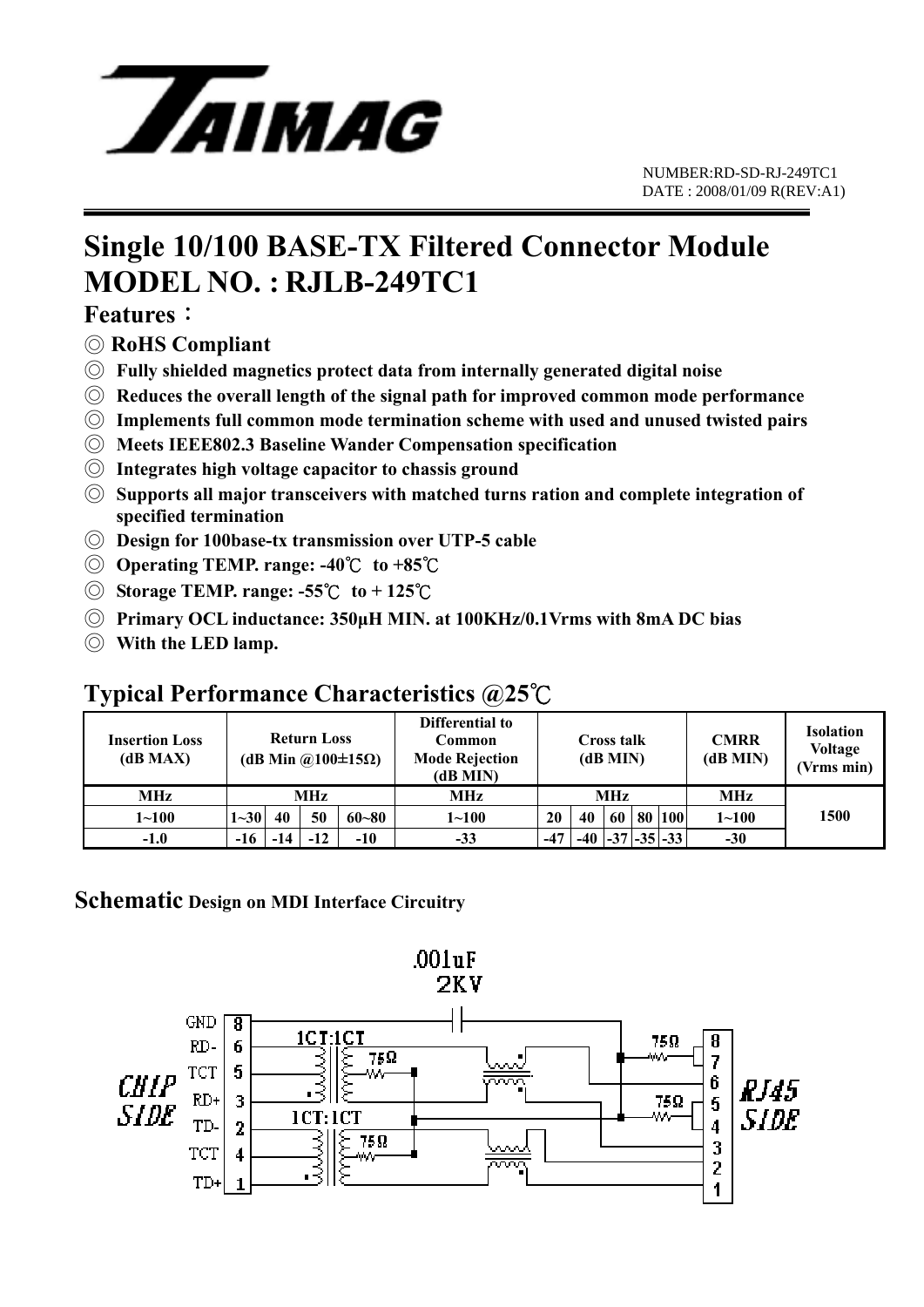NUMBER:RD-SD-RJ-249TC1
DATE : 2008/01/09 R(REV:A1)

# Single 10/100 BASE-TX Filtered Connector Module
# MODEL NO. : RJLB-249TC1

## Features：

- ◎ **RoHS Compliant**
- ◎ **Fully shielded magnetics protect data from internally generated digital noise**
- ◎ **Reduces the overall length of the signal path for improved common mode performance**
- ◎ **Implements full common mode termination scheme with used and unused twisted pairs**
- ◎ **Meets IEEE802.3 Baseline Wander Compensation specification**
- ◎ **Integrates high voltage capacitor to chassis ground**
- ◎ **Supports all major transceivers with matched turns ration and complete integration of specified termination**
- ◎ **Design for 100base-tx transmission over UTP-5 cable**
- ◎ **Operating TEMP. range: -40℃ to +85℃**
- ◎ **Storage TEMP. range: -55℃ to + 125℃**
- ◎ **Primary OCL inductance: 350μH MIN. at 100KHz/0.1Vrms with 8mA DC bias**
- ◎ **With the LED lamp.**

## Typical Performance Characteristics @25℃

| Insertion Loss (dB MAX) | Return Loss (dB Min @100±15Ω) | | | | Differential to Common Mode Rejection (dB MIN) | Cross talk (dB MIN) | | | | | CMRR (dB MIN) | Isolation Voltage (Vrms min) |
|---|---|---|---|---|---|---|---|---|---|---|---|---|
| MHz | MHz | | | | MHz | MHz | | | | | MHz | 1500 |
| 1~100 | 1~30 | 40 | 50 | 60~80 | 1~100 | 20 | 40 | 60 | 80 | 100 | 1~100 | |
| -1.0 | -16 | -14 | -12 | -10 | -33 | -47 | -40 | -37 | -35 | -33 | -30 | |

## Schematic Design on MDI Interface Circuitry

.001uF
2KV

CHIP SIDE

GND 8
RD- 6
TCT 5
RD+ 3
TD- 2
TCT 4
TD+ 1

1CT:1CT
75Ω
1CT:1CT
75Ω

75Ω
75Ω

RJ45 SIDE

8
7
6
5
4
3
2
1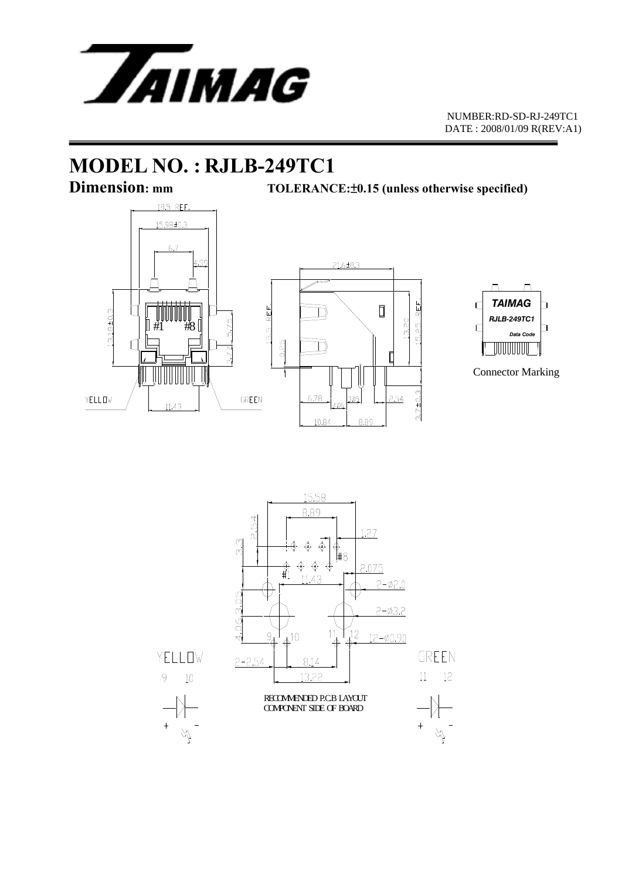NUMBER:RD-SD-RJ-249TC1
DATE : 2008/01/09 R(REV:A1)

# MODEL NO. : RJLB-249TC1

**Dimension: mm** **TOLERANCE:±0.15 (unless otherwise specified)**

18.5 REF.
15.98±0.3
6.7
4.59
13.18±0.3
#1 #8
5.75
3.77
YELLOW
11.43
GREEN

21.6±0.3
15.5 REF.
0.25
13.20
15.25 REF.
6.78
4.06
3.05
2.54
3.7±0.3
10.84
8.89

TAIMAG
RJLB-249TC1
Data Code

Connector Marking

15.58
8.89
2.54
3.3
1.27
#8
#1
2.075
11.43
2-ϕ2.0
2-ϕ3.2
3.05
4.06
9 10
11 12
12-ϕ0.90
YELLOW
9 10
2-2.54
8.14
13.22
GREEN
11 12
+ −
+ −

RECOMMENDED P.C.B LAYOUT
COMPONENT SIDE OF BOARD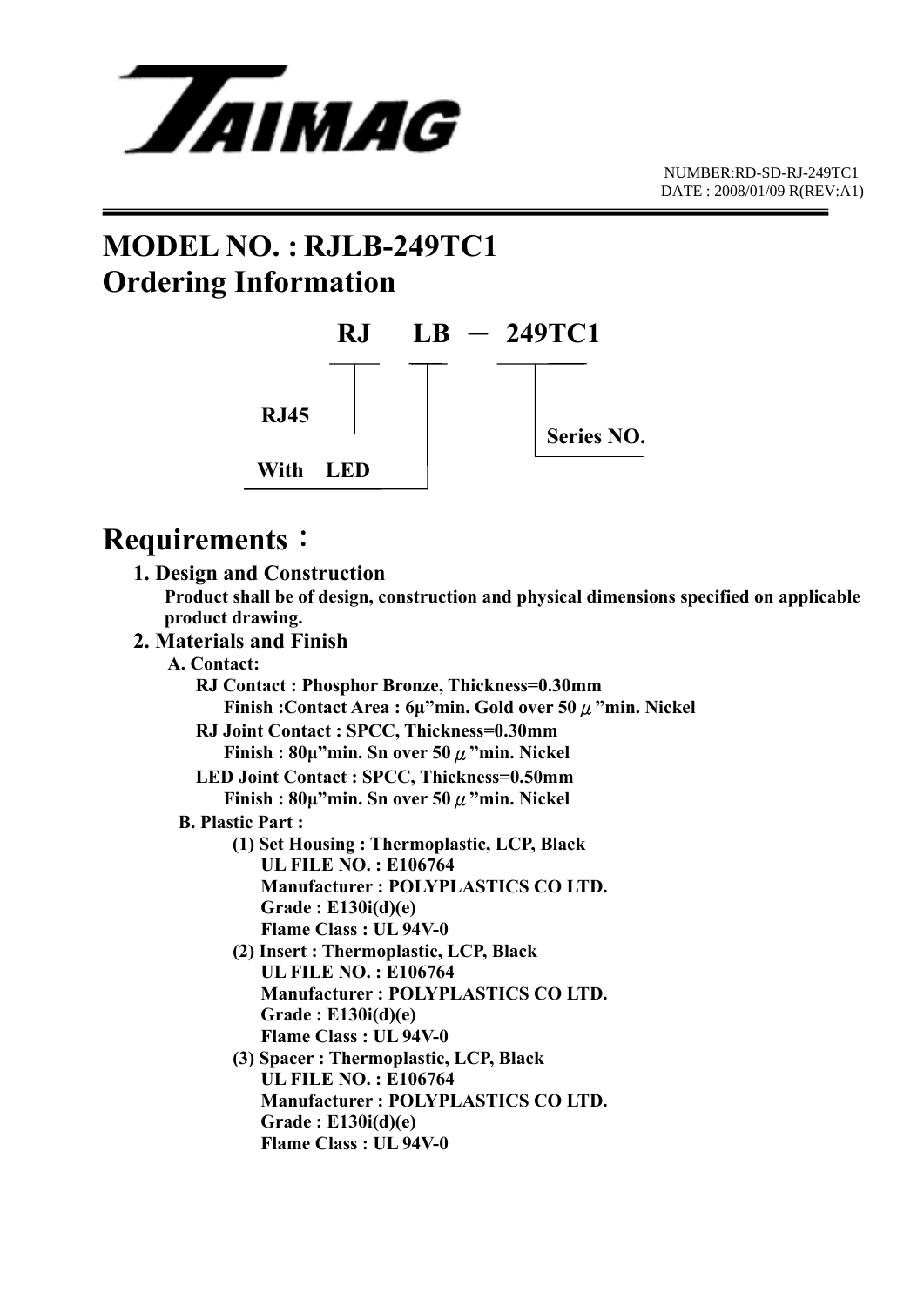TAIMAG

NUMBER:RD-SD-RJ-249TC1
DATE : 2008/01/09 R(REV:A1)

# MODEL NO. : RJLB-249TC1

# Ordering Information

RJ LB － 249TC1

RJ45

With LED

Series NO.

# Requirements：

## 1. Design and Construction

**Product shall be of design, construction and physical dimensions specified on applicable product drawing.**

## 2. Materials and Finish

**A. Contact:**

**RJ Contact : Phosphor Bronze, Thickness=0.30mm**
**Finish :Contact Area : 6μ"min. Gold over 50 μ"min. Nickel**

**RJ Joint Contact : SPCC, Thickness=0.30mm**
**Finish : 80μ"min. Sn over 50 μ"min. Nickel**

**LED Joint Contact : SPCC, Thickness=0.50mm**
**Finish : 80μ"min. Sn over 50 μ"min. Nickel**

**B. Plastic Part :**

**(1) Set Housing : Thermoplastic, LCP, Black**
**UL FILE NO. : E106764**
**Manufacturer : POLYPLASTICS CO LTD.**
**Grade : E130i(d)(e)**
**Flame Class : UL 94V-0**

**(2) Insert : Thermoplastic, LCP, Black**
**UL FILE NO. : E106764**
**Manufacturer : POLYPLASTICS CO LTD.**
**Grade : E130i(d)(e)**
**Flame Class : UL 94V-0**

**(3) Spacer : Thermoplastic, LCP, Black**
**UL FILE NO. : E106764**
**Manufacturer : POLYPLASTICS CO LTD.**
**Grade : E130i(d)(e)**
**Flame Class : UL 94V-0**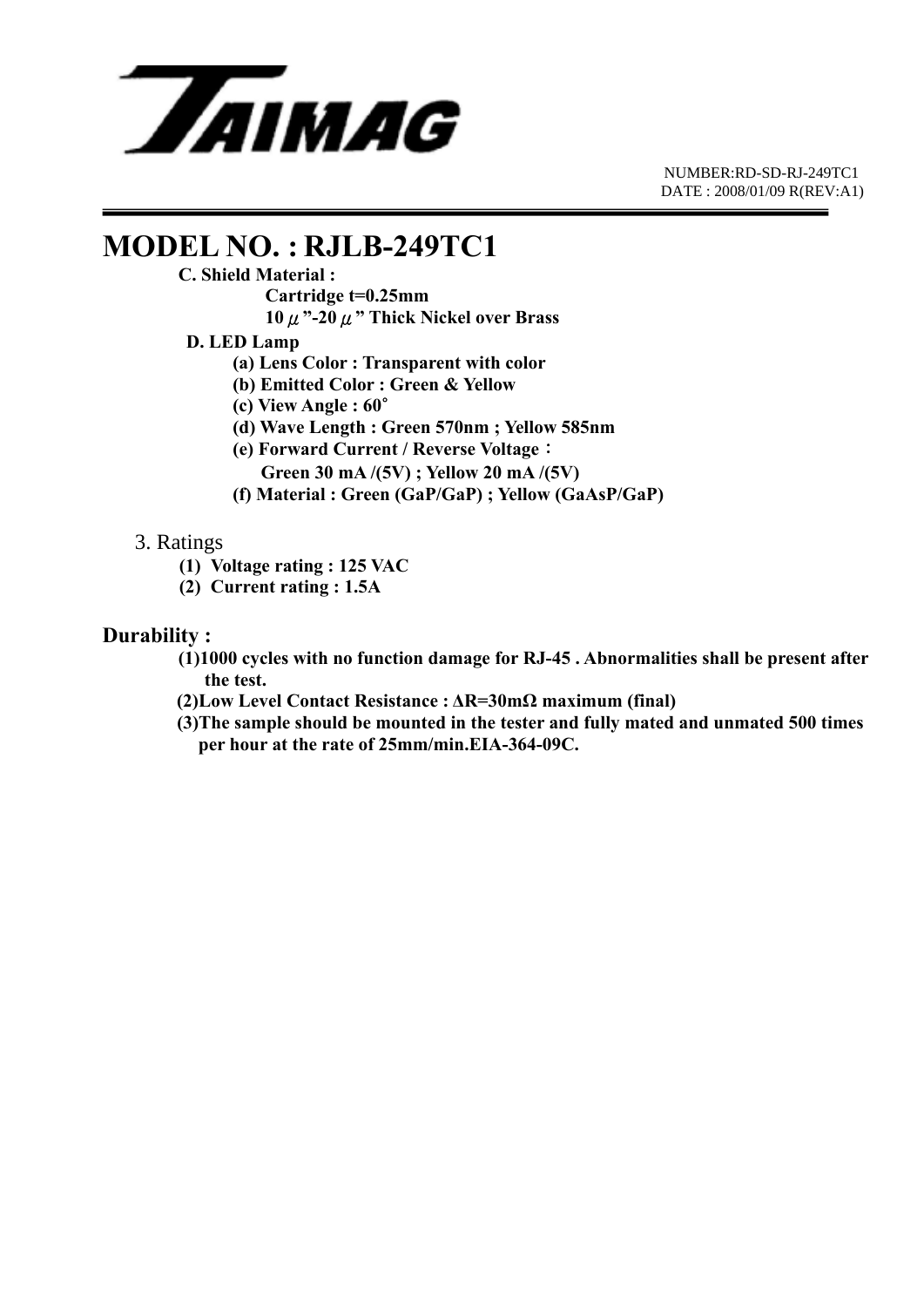NUMBER:RD-SD-RJ-249TC1
DATE : 2008/01/09 R(REV:A1)

# MODEL NO. : RJLB-249TC1

**C. Shield Material :**

**Cartridge t=0.25mm**

**10 μ"-20 μ" Thick Nickel over Brass**

**D. LED Lamp**

**(a) Lens Color : Transparent with color**

**(b) Emitted Color : Green & Yellow**

**(c) View Angle : 60°**

**(d) Wave Length : Green 570nm ; Yellow 585nm**

**(e) Forward Current / Reverse Voltage：**

**Green 30 mA /(5V) ; Yellow 20 mA /(5V)**

**(f) Material : Green (GaP/GaP) ; Yellow (GaAsP/GaP)**

3. Ratings

**(1) Voltage rating : 125 VAC**

**(2) Current rating : 1.5A**

## Durability :

**(1)1000 cycles with no function damage for RJ-45 . Abnormalities shall be present after the test.**

**(2)Low Level Contact Resistance : ΔR=30mΩ maximum (final)**

**(3)The sample should be mounted in the tester and fully mated and unmated 500 times per hour at the rate of 25mm/min.EIA-364-09C.**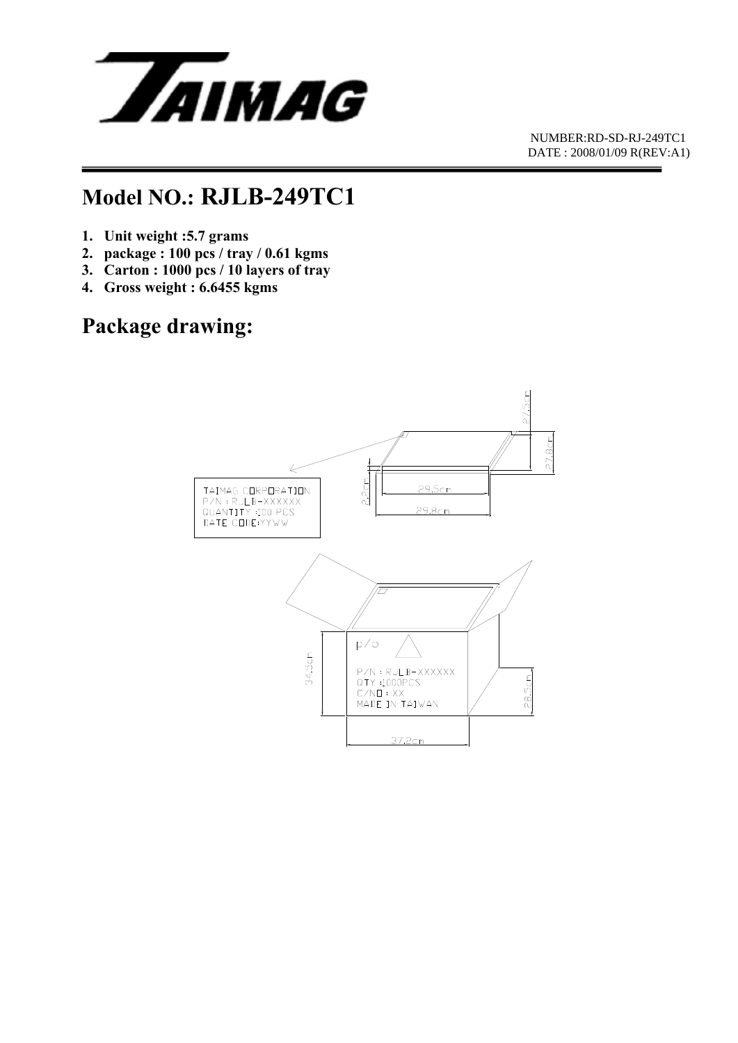NUMBER:RD-SD-RJ-249TC1
DATE : 2008/01/09 R(REV:A1)

# Model NO.: RJLB-249TC1

1. **Unit weight :5.7 grams**
2. **package : 100 pcs / tray / 0.61 kgms**
3. **Carton : 1000 pcs / 10 layers of tray**
4. **Gross weight : 6.6455 kgms**

## Package drawing:

TAIMAG CORPORATION
P/N : RJLB-XXXXXX
QUANTITY :100 PCS
DATE CODE:YYWW

2.2cm
29.5cm
29.8cm
27.5cm
27.8cm

p/o
P/N : RJLB-XXXXXX
QTY :1000PCS
C/NO : XX
MADE IN TAIWAN

34.3cm
37.2cm
28.5cm